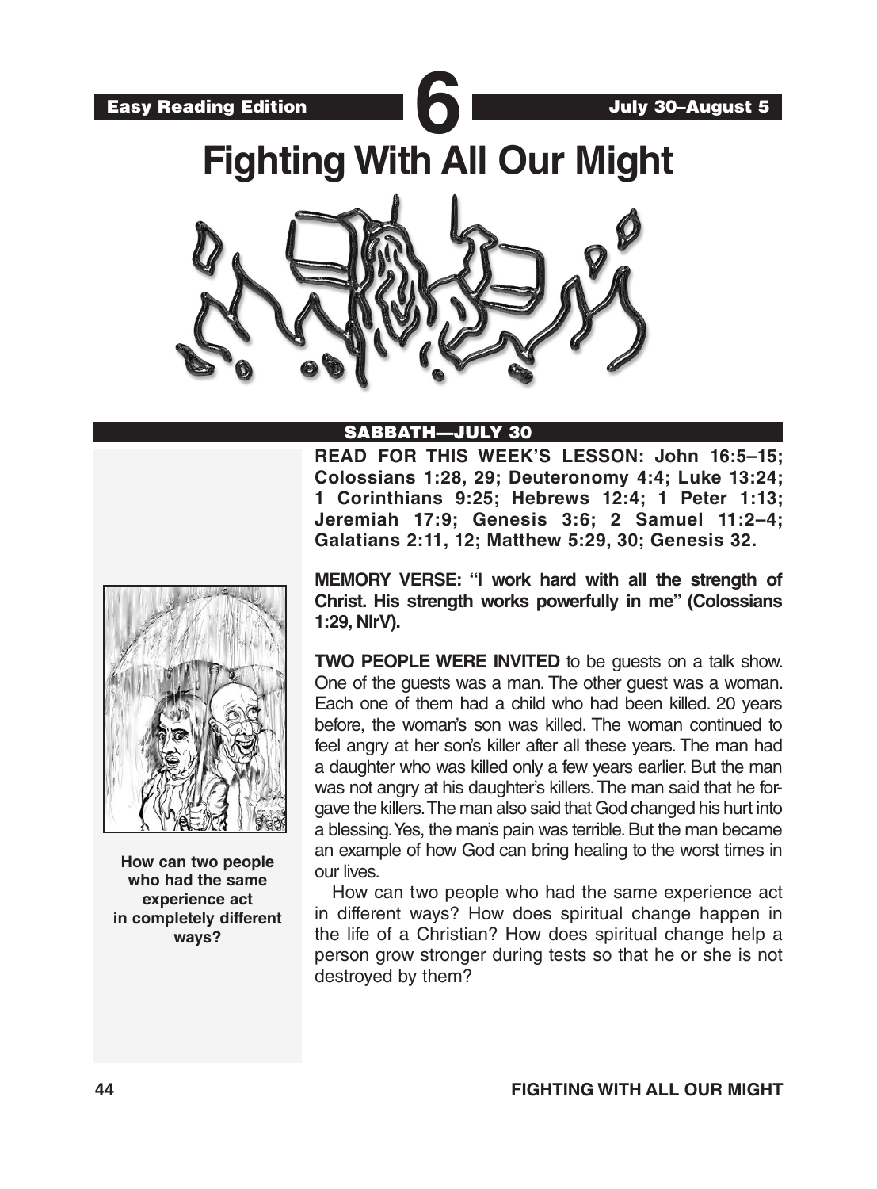Easy Reading Edition

# 6

July 30–August 5

# Fighting With All Our Might

## SABBATH—JULY 30

**READ FOR THIS WEEK'S LESSON: John 16:5–15; Colossians 1:28, 29; Deuteronomy 4:4; Luke 13:24; 1 Corinthians 9:25; Hebrews 12:4; 1 Peter 1:13; Jeremiah 17:9; Genesis 3:6; 2 Samuel 11:2–4; Galatians 2:11, 12; Matthew 5:29, 30; Genesis 32.**

**MEMORY VERSE: "I work hard with all the strength of Christ. His strength works powerfully in me" (Colossians 1:29, NIrV).**

**How can two people who had the same experience act in completely different ways?**

**TWO PEOPLE WERE INVITED** to be guests on a talk show. One of the guests was a man. The other guest was a woman. Each one of them had a child who had been killed. 20 years before, the woman's son was killed. The woman continued to feel angry at her son's killer after all these years. The man had a daughter who was killed only a few years earlier. But the man was not angry at his daughter's killers. The man said that he forgave the killers. The man also said that God changed his hurt into a blessing. Yes, the man's pain was terrible. But the man became an example of how God can bring healing to the worst times in our lives.

How can two people who had the same experience act in different ways? How does spiritual change happen in the life of a Christian? How does spiritual change help a person grow stronger during tests so that he or she is not destroyed by them?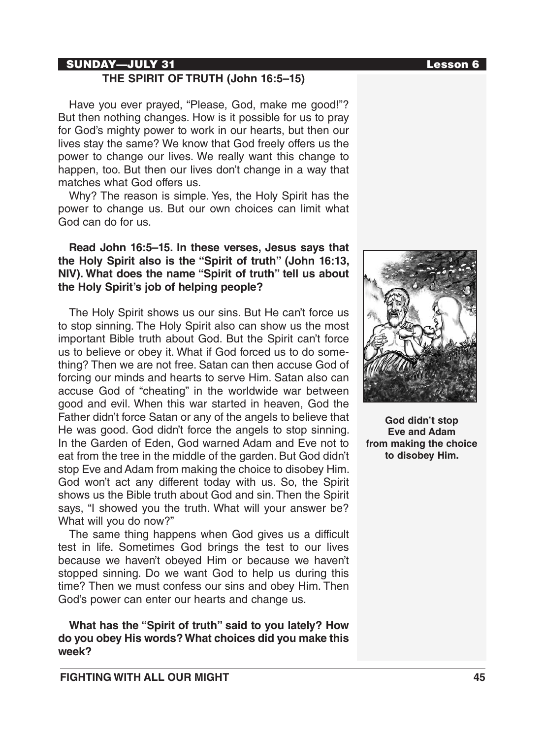## SUNDAY—JULY 31

### THE SPIRIT OF TRUTH (John 16:5–15)

Have you ever prayed, "Please, God, make me good!"? But then nothing changes. How is it possible for us to pray for God's mighty power to work in our hearts, but then our lives stay the same? We know that God freely offers us the power to change our lives. We really want this change to happen, too. But then our lives don't change in a way that matches what God offers us.

Why? The reason is simple. Yes, the Holy Spirit has the power to change us. But our own choices can limit what God can do for us.

**Read John 16:5–15. In these verses, Jesus says that the Holy Spirit also is the "Spirit of truth" (John 16:13, NIV). What does the name "Spirit of truth" tell us about the Holy Spirit's job of helping people?**

The Holy Spirit shows us our sins. But He can't force us to stop sinning. The Holy Spirit also can show us the most important Bible truth about God. But the Spirit can't force us to believe or obey it. What if God forced us to do something? Then we are not free. Satan can then accuse God of forcing our minds and hearts to serve Him. Satan also can accuse God of "cheating" in the worldwide war between good and evil. When this war started in heaven, God the Father didn't force Satan or any of the angels to believe that He was good. God didn't force the angels to stop sinning. In the Garden of Eden, God warned Adam and Eve not to eat from the tree in the middle of the garden. But God didn't stop Eve and Adam from making the choice to disobey Him. God won't act any different today with us. So, the Spirit shows us the Bible truth about God and sin. Then the Spirit says, "I showed you the truth. What will your answer be? What will you do now?"

The same thing happens when God gives us a difficult test in life. Sometimes God brings the test to our lives because we haven't obeyed Him or because we haven't stopped sinning. Do we want God to help us during this time? Then we must confess our sins and obey Him. Then God's power can enter our hearts and change us.

**What has the "Spirit of truth" said to you lately? How do you obey His words? What choices did you make this week?**

**God didn't stop Eve and Adam from making the choice to disobey Him.**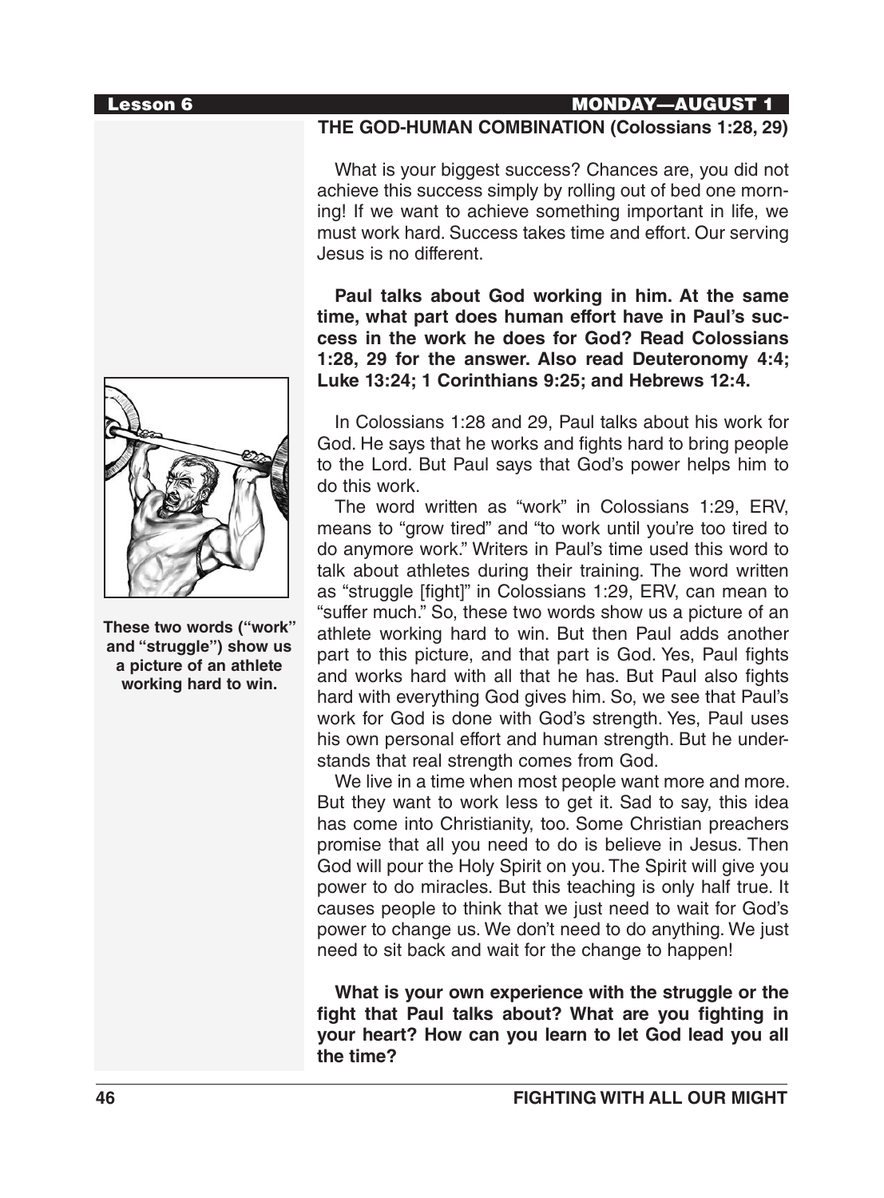Lesson 6 MONDAY—AUGUST 1

## THE GOD-HUMAN COMBINATION (Colossians 1:28, 29)

What is your biggest success? Chances are, you did not achieve this success simply by rolling out of bed one morning! If we want to achieve something important in life, we must work hard. Success takes time and effort. Our serving Jesus is no different.

**Paul talks about God working in him. At the same time, what part does human effort have in Paul's success in the work he does for God? Read Colossians 1:28, 29 for the answer. Also read Deuteronomy 4:4; Luke 13:24; 1 Corinthians 9:25; and Hebrews 12:4.**

In Colossians 1:28 and 29, Paul talks about his work for God. He says that he works and fights hard to bring people to the Lord. But Paul says that God's power helps him to do this work.

The word written as "work" in Colossians 1:29, ERV, means to "grow tired" and "to work until you're too tired to do anymore work." Writers in Paul's time used this word to talk about athletes during their training. The word written as "struggle [fight]" in Colossians 1:29, ERV, can mean to "suffer much." So, these two words show us a picture of an athlete working hard to win. But then Paul adds another part to this picture, and that part is God. Yes, Paul fights and works hard with all that he has. But Paul also fights hard with everything God gives him. So, we see that Paul's work for God is done with God's strength. Yes, Paul uses his own personal effort and human strength. But he understands that real strength comes from God.

We live in a time when most people want more and more. But they want to work less to get it. Sad to say, this idea has come into Christianity, too. Some Christian preachers promise that all you need to do is believe in Jesus. Then God will pour the Holy Spirit on you. The Spirit will give you power to do miracles. But this teaching is only half true. It causes people to think that we just need to wait for God's power to change us. We don't need to do anything. We just need to sit back and wait for the change to happen!

**These two words ("work" and "struggle") show us a picture of an athlete working hard to win.**

**What is your own experience with the struggle or the fight that Paul talks about? What are you fighting in your heart? How can you learn to let God lead you all the time?**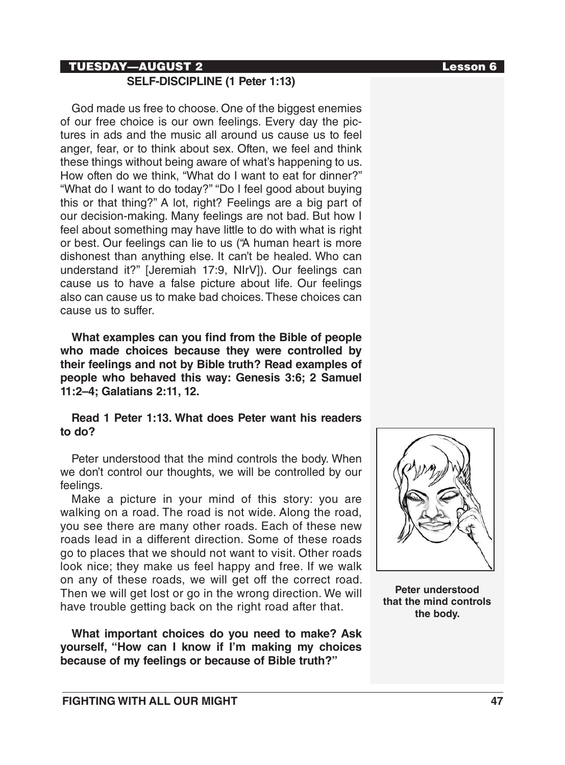## TUESDAY—AUGUST 2

### SELF-DISCIPLINE (1 Peter 1:13)

God made us free to choose. One of the biggest enemies of our free choice is our own feelings. Every day the pictures in ads and the music all around us cause us to feel anger, fear, or to think about sex. Often, we feel and think these things without being aware of what's happening to us. How often do we think, "What do I want to eat for dinner?" "What do I want to do today?" "Do I feel good about buying this or that thing?" A lot, right? Feelings are a big part of our decision-making. Many feelings are not bad. But how I feel about something may have little to do with what is right or best. Our feelings can lie to us ("A human heart is more dishonest than anything else. It can't be healed. Who can understand it?" [Jeremiah 17:9, NIrV]). Our feelings can cause us to have a false picture about life. Our feelings also can cause us to make bad choices. These choices can cause us to suffer.

**What examples can you find from the Bible of people who made choices because they were controlled by their feelings and not by Bible truth? Read examples of people who behaved this way: Genesis 3:6; 2 Samuel 11:2–4; Galatians 2:11, 12.**

**Read 1 Peter 1:13. What does Peter want his readers to do?**

Peter understood that the mind controls the body. When we don't control our thoughts, we will be controlled by our feelings.

Make a picture in your mind of this story: you are walking on a road. The road is not wide. Along the road, you see there are many other roads. Each of these new roads lead in a different direction. Some of these roads go to places that we should not want to visit. Other roads look nice; they make us feel happy and free. If we walk on any of these roads, we will get off the correct road. Then we will get lost or go in the wrong direction. We will have trouble getting back on the right road after that.

**What important choices do you need to make? Ask yourself, "How can I know if I'm making my choices because of my feelings or because of Bible truth?"**

**Peter understood that the mind controls the body.**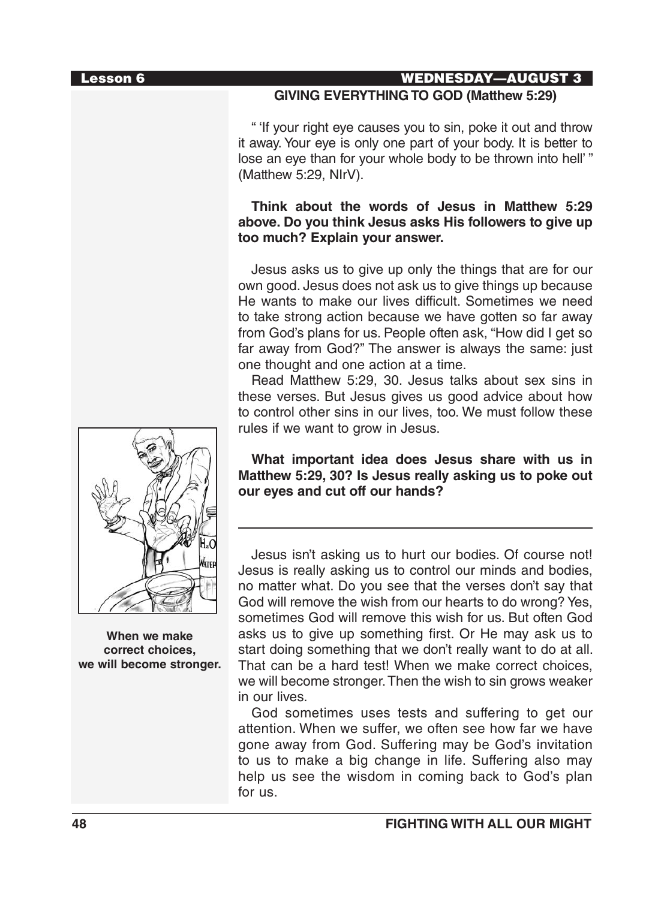## GIVING EVERYTHING TO GOD (Matthew 5:29)

" 'If your right eye causes you to sin, poke it out and throw it away. Your eye is only one part of your body. It is better to lose an eye than for your whole body to be thrown into hell' " (Matthew 5:29, NIrV).

**Think about the words of Jesus in Matthew 5:29 above. Do you think Jesus asks His followers to give up too much? Explain your answer.**

Jesus asks us to give up only the things that are for our own good. Jesus does not ask us to give things up because He wants to make our lives difficult. Sometimes we need to take strong action because we have gotten so far away from God's plans for us. People often ask, "How did I get so far away from God?" The answer is always the same: just one thought and one action at a time.

Read Matthew 5:29, 30. Jesus talks about sex sins in these verses. But Jesus gives us good advice about how to control other sins in our lives, too. We must follow these rules if we want to grow in Jesus.

**What important idea does Jesus share with us in Matthew 5:29, 30? Is Jesus really asking us to poke out our eyes and cut off our hands?**

---

Jesus isn't asking us to hurt our bodies. Of course not! Jesus is really asking us to control our minds and bodies, no matter what. Do you see that the verses don't say that God will remove the wish from our hearts to do wrong? Yes, sometimes God will remove this wish for us. But often God asks us to give up something first. Or He may ask us to start doing something that we don't really want to do at all. That can be a hard test! When we make correct choices, we will become stronger. Then the wish to sin grows weaker in our lives.

God sometimes uses tests and suffering to get our attention. When we suffer, we often see how far we have gone away from God. Suffering may be God's invitation to us to make a big change in life. Suffering also may help us see the wisdom in coming back to God's plan for us.

**When we make correct choices, we will become stronger.**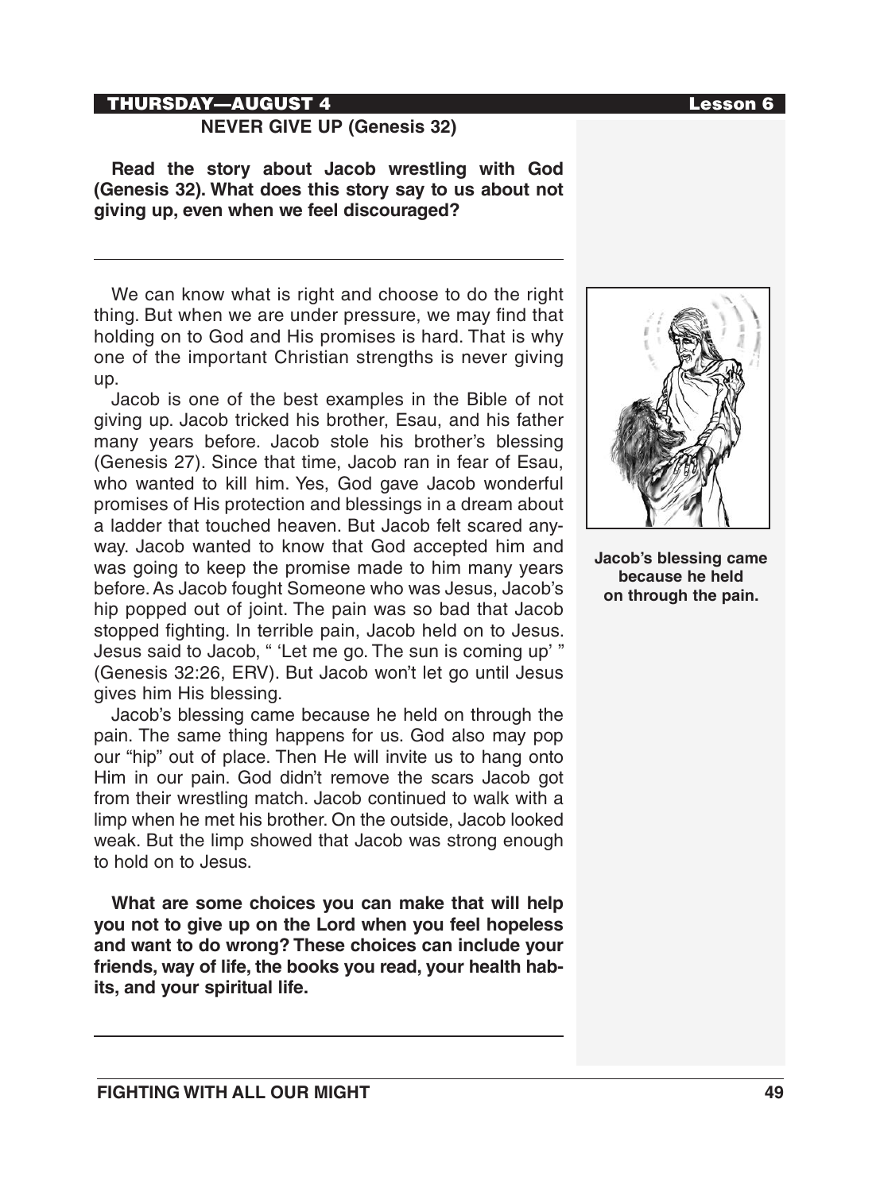## NEVER GIVE UP (Genesis 32)

**Read the story about Jacob wrestling with God (Genesis 32). What does this story say to us about not giving up, even when we feel discouraged?**

---

We can know what is right and choose to do the right thing. But when we are under pressure, we may find that holding on to God and His promises is hard. That is why one of the important Christian strengths is never giving up.

Jacob is one of the best examples in the Bible of not giving up. Jacob tricked his brother, Esau, and his father many years before. Jacob stole his brother's blessing (Genesis 27). Since that time, Jacob ran in fear of Esau, who wanted to kill him. Yes, God gave Jacob wonderful promises of His protection and blessings in a dream about a ladder that touched heaven. But Jacob felt scared anyway. Jacob wanted to know that God accepted him and was going to keep the promise made to him many years before. As Jacob fought Someone who was Jesus, Jacob's hip popped out of joint. The pain was so bad that Jacob stopped fighting. In terrible pain, Jacob held on to Jesus. Jesus said to Jacob, " 'Let me go. The sun is coming up' " (Genesis 32:26, ERV). But Jacob won't let go until Jesus gives him His blessing.

Jacob's blessing came because he held on through the pain. The same thing happens for us. God also may pop our "hip" out of place. Then He will invite us to hang onto Him in our pain. God didn't remove the scars Jacob got from their wrestling match. Jacob continued to walk with a limp when he met his brother. On the outside, Jacob looked weak. But the limp showed that Jacob was strong enough to hold on to Jesus.

**Jacob's blessing came because he held on through the pain.**

**What are some choices you can make that will help you not to give up on the Lord when you feel hopeless and want to do wrong? These choices can include your friends, way of life, the books you read, your health habits, and your spiritual life.**

---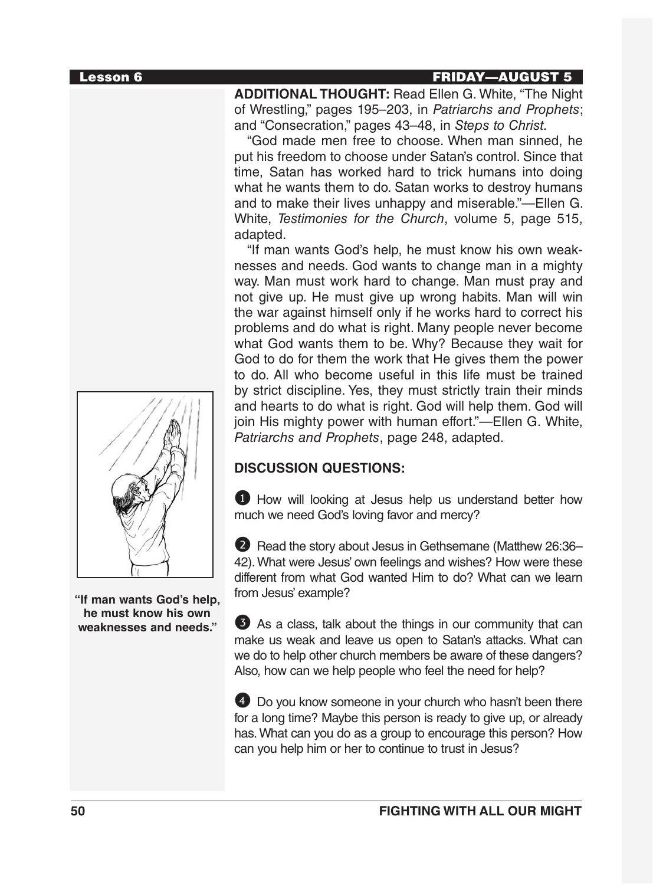## Lesson 6 — FRIDAY—AUGUST 5

**ADDITIONAL THOUGHT:** Read Ellen G. White, "The Night of Wrestling," pages 195–203, in *Patriarchs and Prophets*; and "Consecration," pages 43–48, in *Steps to Christ.*

"God made men free to choose. When man sinned, he put his freedom to choose under Satan's control. Since that time, Satan has worked hard to trick humans into doing what he wants them to do. Satan works to destroy humans and to make their lives unhappy and miserable."—Ellen G. White, *Testimonies for the Church*, volume 5, page 515, adapted.

"If man wants God's help, he must know his own weaknesses and needs. God wants to change man in a mighty way. Man must work hard to change. Man must pray and not give up. He must give up wrong habits. Man will win the war against himself only if he works hard to correct his problems and do what is right. Many people never become what God wants them to be. Why? Because they wait for God to do for them the work that He gives them the power to do. All who become useful in this life must be trained by strict discipline. Yes, they must strictly train their minds and hearts to do what is right. God will help them. God will join His mighty power with human effort."—Ellen G. White, *Patriarchs and Prophets*, page 248, adapted.

**"If man wants God's help, he must know his own weaknesses and needs."**

**DISCUSSION QUESTIONS:**

1. How will looking at Jesus help us understand better how much we need God's loving favor and mercy?

2. Read the story about Jesus in Gethsemane (Matthew 26:36–42). What were Jesus' own feelings and wishes? How were these different from what God wanted Him to do? What can we learn from Jesus' example?

3. As a class, talk about the things in our community that can make us weak and leave us open to Satan's attacks. What can we do to help other church members be aware of these dangers? Also, how can we help people who feel the need for help?

4. Do you know someone in your church who hasn't been there for a long time? Maybe this person is ready to give up, or already has. What can you do as a group to encourage this person? How can you help him or her to continue to trust in Jesus?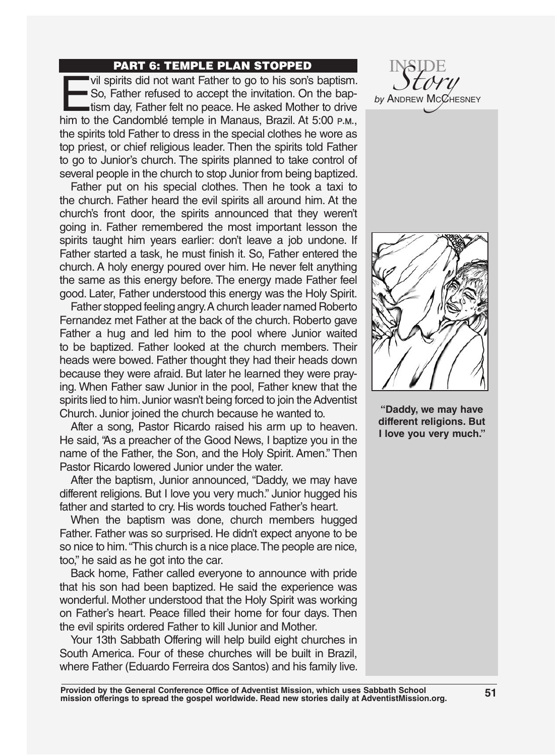## PART 6: TEMPLE PLAN STOPPED

**INSIDE Story** by Andrew McChesney

Evil spirits did not want Father to go to his son's baptism. So, Father refused to accept the invitation. On the baptism day, Father felt no peace. He asked Mother to drive him to the Candomblé temple in Manaus, Brazil. At 5:00 P.M., the spirits told Father to dress in the special clothes he wore as top priest, or chief religious leader. Then the spirits told Father to go to Junior's church. The spirits planned to take control of several people in the church to stop Junior from being baptized.

Father put on his special clothes. Then he took a taxi to the church. Father heard the evil spirits all around him. At the church's front door, the spirits announced that they weren't going in. Father remembered the most important lesson the spirits taught him years earlier: don't leave a job undone. If Father started a task, he must finish it. So, Father entered the church. A holy energy poured over him. He never felt anything the same as this energy before. The energy made Father feel good. Later, Father understood this energy was the Holy Spirit.

Father stopped feeling angry. A church leader named Roberto Fernandez met Father at the back of the church. Roberto gave Father a hug and led him to the pool where Junior waited to be baptized. Father looked at the church members. Their heads were bowed. Father thought they had their heads down because they were afraid. But later he learned they were praying. When Father saw Junior in the pool, Father knew that the spirits lied to him. Junior wasn't being forced to join the Adventist Church. Junior joined the church because he wanted to.

After a song, Pastor Ricardo raised his arm up to heaven. He said, "As a preacher of the Good News, I baptize you in the name of the Father, the Son, and the Holy Spirit. Amen." Then Pastor Ricardo lowered Junior under the water.

After the baptism, Junior announced, "Daddy, we may have different religions. But I love you very much." Junior hugged his father and started to cry. His words touched Father's heart.

When the baptism was done, church members hugged Father. Father was so surprised. He didn't expect anyone to be so nice to him. "This church is a nice place. The people are nice, too," he said as he got into the car.

Back home, Father called everyone to announce with pride that his son had been baptized. He said the experience was wonderful. Mother understood that the Holy Spirit was working on Father's heart. Peace filled their home for four days. Then the evil spirits ordered Father to kill Junior and Mother.

Your 13th Sabbath Offering will help build eight churches in South America. Four of these churches will be built in Brazil, where Father (Eduardo Ferreira dos Santos) and his family live.

**"Daddy, we may have different religions. But I love you very much."**

**Provided by the General Conference Office of Adventist Mission, which uses Sabbath School mission offerings to spread the gospel worldwide. Read new stories daily at AdventistMission.org.**